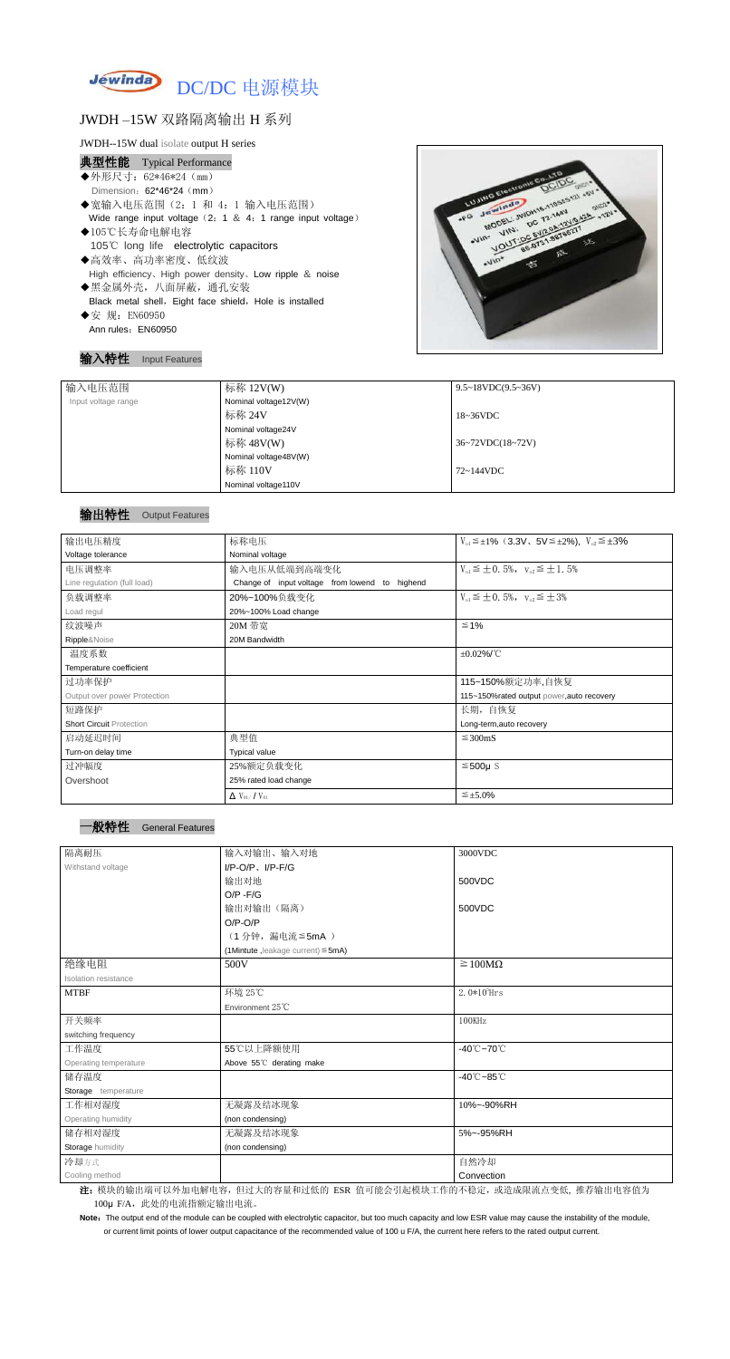# DC/DC 电源模块

## JWDH –15W 双路隔离输出 H 系列

JWDH--15W dual isolate output H series

### 典型性能 Typical Performance

- ◆外形尺寸：62\*46\*24（mm）
  Dimension：62\*46\*24（mm）
- ◆宽输入电压范围（2：1 和 4：1 输入电压范围）
  Wide range input voltage（2：1 & 4：1 range input voltage）
- ◆105℃长寿命电解电容
  105℃ long life electrolytic capacitors
- ◆高效率、高功率密度、低纹波
  High efficiency、High power density、Low ripple & noise
- ◆黑金属外壳，八面屏蔽，通孔安装
  Black metal shell，Eight face shield，Hole is installed
- ◆安 规：EN60950
  Ann rules：EN60950

### 输入特性 Input Features

| 输入电压范围<br>Input voltage range | 标称 12V(W)<br>Nominal voltage12V(W) | 9.5~18VDC(9.5~36V) |
|---|---|---|
| | 标称 24V<br>Nominal voltage24V | 18~36VDC |
| | 标称 48V(W)<br>Nominal voltage48V(W) | 36~72VDC(18~72V) |
| | 标称 110V<br>Nominal voltage110V | 72~144VDC |

### 输出特性 Output Features

| 输出电压精度<br>Voltage tolerance | 标称电压<br>Nominal voltage | $V_{o1}≦±1\%$（3.3V、5V≦±2%），$V_{o2}≦±3\%$ |
|---|---|---|
| 电压调整率<br>Line regulation (full load) | 输入电压从低端到高端变化<br>Change of input voltage from lowend to highend | $V_{o1}≦±0.5\%$，$V_{o2}≦±1.5\%$ |
| 负载调整率<br>Load regul | 20%~100%负载变化<br>20%~100% Load change | $V_{o1}≦±0.5\%$，$V_{o2}≦±3\%$ |
| 纹波噪声<br>Ripple&Noise | 20M 带宽<br>20M Bandwidth | ≦1% |
| 温度系数<br>Temperature coefficient | | ±0.02%/℃ |
| 过功率保护<br>Output over power Protection | | 115~150%额定功率,自恢复<br>115~150%rated output power,auto recovery |
| 短路保护<br>Short Circuit Protection | | 长期，自恢复<br>Long-term,auto recovery |
| 启动延迟时间<br>Turn-on delay time | 典型值<br>Typical value | ≦300mS |
| 过冲幅度<br>Overshoot | 25%额定负载变化<br>25% rated load change | ≦500μS |
| | $\Delta V_{01}/V_{01}$ | ≦±5.0% |

### 一般特性 General Features

| 隔离耐压<br>Withstand voltage | 输入对输出、输入对地<br>I/P-O/P、I/P-F/G | 3000VDC |
|---|---|---|
| | 输出对地<br>O/P -F/G | 500VDC |
| | 输出对输出（隔离）<br>O/P-O/P<br>（1 分钟，漏电流≦5mA ）<br>(1Mintute ,leakage current)≦5mA) | 500VDC |
| 绝缘电阻<br>Isolation resistance | 500V | ≧100MΩ |
| MTBF | 环境 25℃<br>Environment 25℃ | $2.0*10^5$Hrs |
| 开关频率<br>switching frequency | | 100KHz |
| 工作温度<br>Operating temperature | 55℃以上降额使用<br>Above 55℃ derating make | -40℃~70℃ |
| 储存温度<br>Storage temperature | | -40℃~85℃ |
| 工作相对湿度<br>Operating humidity | 无凝露及结冰现象<br>(non condensing) | 10%~-90%RH |
| 储存相对湿度<br>Storage humidity | 无凝露及结冰现象<br>(non condensing) | 5%~-95%RH |
| 冷却方式<br>Cooling method | | 自然冷却<br>Convection |

**注**：模块的输出端可以外加电解电容，但过大的容量和过低的 ESR 值可能会引起模块工作的不稳定，或造成限流点变低，推荐输出电容值为 100μF/A，此处的电流指额定输出电流。

**Note**：The output end of the module can be coupled with electrolytic capacitor, but too much capacity and low ESR value may cause the instability of the module, or current limit points of lower output capacitance of the recommended value of 100 u F/A, the current here refers to the rated output current.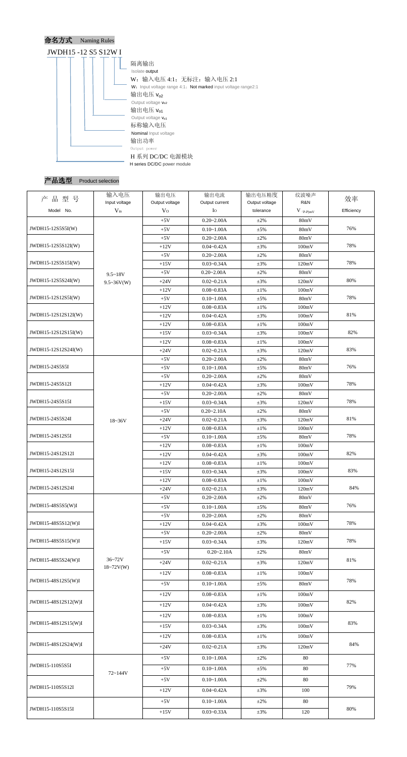## 命名方式 Naming Rules

JWDH15 -12 S5 S12W I

- 隔离输出
  Isolate output
- W：输入电压 4:1；无标注：输入电压 2:1
  W：Input voltage range 4:1；Not marked input voltage range2:1
- 输出电压 $V_{o2}$
  Output voltage $V_{o2}$
- 输出电压 $V_{o1}$
  Output voltage $V_{o1}$
- 标称输入电压
  Nominal Input voltage
- 输出功率
  Output power
- H 系列 DC/DC 电源模块
  H series DC/DC power module

## 产品选型 Product selection

| 产品型号 Model No. | 输入电压 Input voltage $V_{in}$ | 输出电压 Output voltage $V_O$ | 输出电流 Output current $I_O$ | 输出电压精度 Output voltage tolerance | 纹波噪声 R&N $V_{(P-P)mV}$ | 效率 Efficiency |
|---|---|---|---|---|---|---|
| JWDH15-12S5S5I(W) | 9.5~18V 9.5~36V(W) | +5V | 0.20~2.00A | ±2% | 80mV | 76% |
| | | +5V | 0.10~1.00A | ±5% | 80mV | |
| JWDH15-12S5S12I(W) | | +5V | 0.20~2.00A | ±2% | 80mV | 78% |
| | | +12V | 0.04~0.42A | ±3% | 100mV | |
| JWDH15-12S5S15I(W) | | +5V | 0.20~2.00A | ±2% | 80mV | 78% |
| | | +15V | 0.03~0.34A | ±3% | 120mV | |
| JWDH15-12S5S24I(W) | | +5V | 0.20~2.00A | ±2% | 80mV | 80% |
| | | +24V | 0.02~0.21A | ±3% | 120mV | |
| JWDH15-12S12S5I(W) | | +12V | 0.08~0.83A | ±1% | 100mV | 78% |
| | | +5V | 0.10~1.00A | ±5% | 80mV | |
| JWDH15-12S12S12I(W) | | +12V | 0.08~0.83A | ±1% | 100mV | 81% |
| | | +12V | 0.04~0.42A | ±3% | 100mV | |
| JWDH15-12S12S15I(W) | | +12V | 0.08~0.83A | ±1% | 100mV | 82% |
| | | +15V | 0.03~0.34A | ±3% | 100mV | |
| JWDH15-12S12S24I(W) | | +12V | 0.08~0.83A | ±1% | 100mV | 83% |
| | | +24V | 0.02~0.21A | ±3% | 120mV | |
| JWDH15-24S5S5I | 18~36V | +5V | 0.20~2.00A | ±2% | 80mV | 76% |
| | | +5V | 0.10~1.00A | ±5% | 80mV | |
| JWDH15-24S5S12I | | +5V | 0.20~2.00A | ±2% | 80mV | 78% |
| | | +12V | 0.04~0.42A | ±3% | 100mV | |
| JWDH15-24S5S15I | | +5V | 0.20~2.00A | ±2% | 80mV | 78% |
| | | +15V | 0.03~0.34A | ±3% | 120mV | |
| JWDH15-24S5S24I | | +5V | 0.20~2.10A | ±2% | 80mV | 81% |
| | | +24V | 0.02~0.21A | ±3% | 120mV | |
| JWDH15-24S12S5I | | +12V | 0.08~0.83A | ±1% | 100mV | 78% |
| | | +5V | 0.10~1.00A | ±5% | 80mV | |
| JWDH15-24S12S12I | | +12V | 0.08~0.83A | ±1% | 100mV | 82% |
| | | +12V | 0.04~0.42A | ±3% | 100mV | |
| JWDH15-24S12S15I | | +12V | 0.08~0.83A | ±1% | 100mV | 83% |
| | | +15V | 0.03~0.34A | ±3% | 100mV | |
| JWDH15-24S12S24I | | +12V | 0.08~0.83A | ±1% | 100mV | 84% |
| | | +24V | 0.02~0.21A | ±3% | 120mV | |
| JWDH15-48S5S5(W)I | 36~72V 18~72V(W) | +5V | 0.20~2.00A | ±2% | 80mV | 76% |
| | | +5V | 0.10~1.00A | ±5% | 80mV | |
| JWDH15-48S5S12(W)I | | +5V | 0.20~2.00A | ±2% | 80mV | 78% |
| | | +12V | 0.04~0.42A | ±3% | 100mV | |
| JWDH15-48S5S15(W)I | | +5V | 0.20~2.00A | ±2% | 80mV | 78% |
| | | +15V | 0.03~0.34A | ±3% | 120mV | |
| JWDH15-48S5S24(W)I | | +5V | 0.20~2.10A | ±2% | 80mV | 81% |
| | | +24V | 0.02~0.21A | ±3% | 120mV | |
| JWDH15-48S12S5(W)I | | +12V | 0.08~0.83A | ±1% | 100mV | 78% |
| | | +5V | 0.10~1.00A | ±5% | 80mV | |
| JWDH15-48S12S12(W)I | | +12V | 0.08~0.83A | ±1% | 100mV | 82% |
| | | +12V | 0.04~0.42A | ±3% | 100mV | |
| JWDH15-48S12S15(W)I | | +12V | 0.08~0.83A | ±1% | 100mV | 83% |
| | | +15V | 0.03~0.34A | ±3% | 100mV | |
| JWDH15-48S12S24(W)I | | +12V | 0.08~0.83A | ±1% | 100mV | 84% |
| | | +24V | 0.02~0.21A | ±3% | 120mV | |
| JWDH15-110S5S5I | 72~144V | +5V | 0.10~1.00A | ±2% | 80 | 77% |
| | | +5V | 0.10~1.00A | ±5% | 80 | |
| JWDH15-110S5S12I | | +5V | 0.10~1.00A | ±2% | 80 | 79% |
| | | +12V | 0.04~0.42A | ±3% | 100 | |
| JWDH15-110S5S15I | | +5V | 0.10~1.00A | ±2% | 80 | 80% |
| | | +15V | 0.03~0.33A | ±3% | 120 | |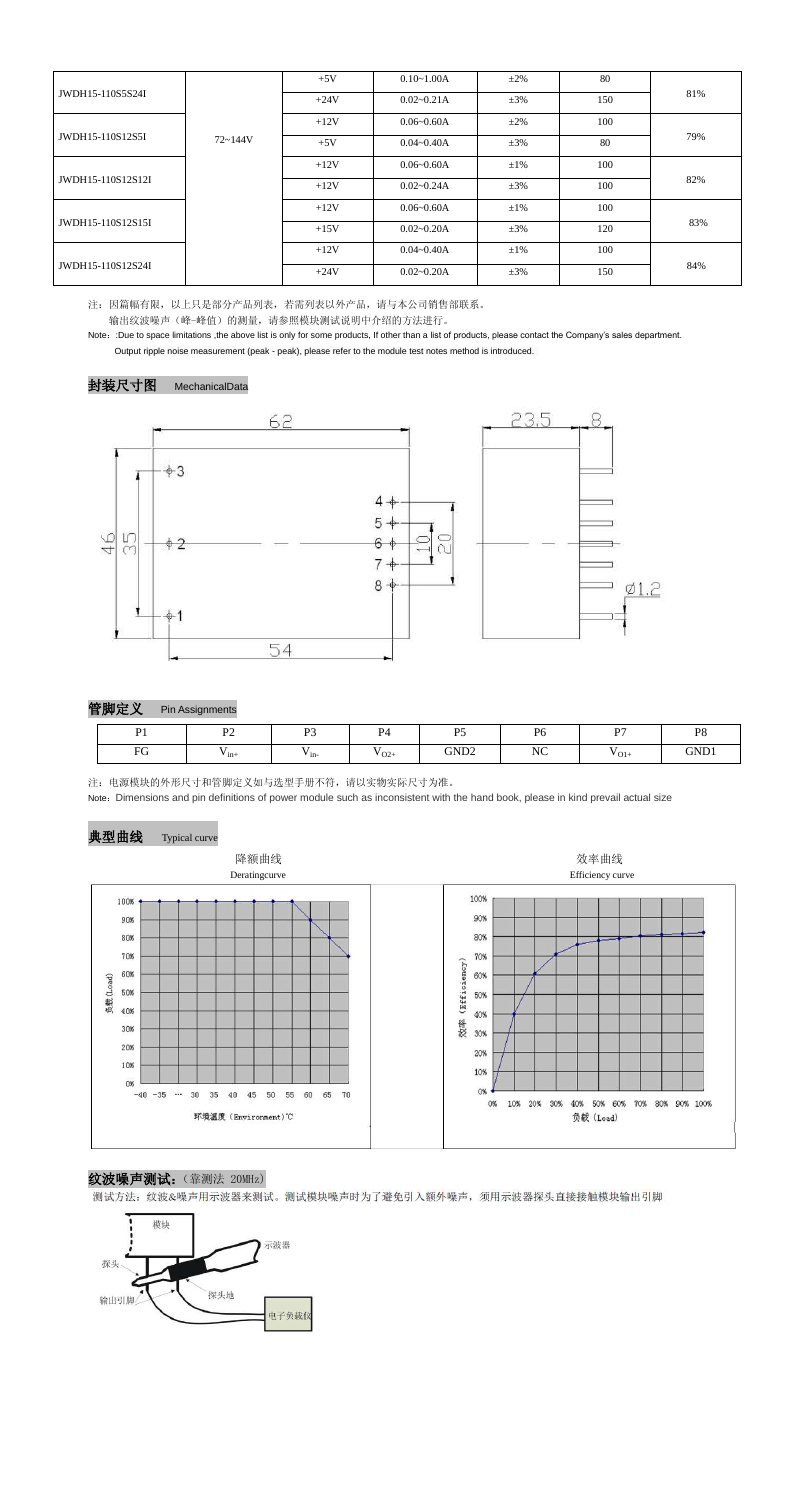| | | | | | | |
|---|---|---|---|---|---|---|
| JWDH15-110S5S24I | 72~144V | +5V | 0.10~1.00A | ±2% | 80 | 81% |
| | | +24V | 0.02~0.21A | ±3% | 150 | |
| JWDH15-110S12S5I | | +12V | 0.06~0.60A | ±2% | 100 | 79% |
| | | +5V | 0.04~0.40A | ±3% | 80 | |
| JWDH15-110S12S12I | | +12V | 0.06~0.60A | ±1% | 100 | 82% |
| | | +12V | 0.02~0.24A | ±3% | 100 | |
| JWDH15-110S12S15I | | +12V | 0.06~0.60A | ±1% | 100 | 83% |
| | | +15V | 0.02~0.20A | ±3% | 120 | |
| JWDH15-110S12S24I | | +12V | 0.04~0.40A | ±1% | 100 | 84% |
| | | +24V | 0.02~0.20A | ±3% | 150 | |

注：因篇幅有限，以上只是部分产品列表，若需列表以外产品，请与本公司销售部联系。
输出纹波噪声（峰-峰值）的测量，请参照模块测试说明中介绍的方法进行。

Note：:Due to space limitations ,the above list is only for some products, If other than a list of products, please contact the Company's sales department.
Output ripple noise measurement (peak - peak), please refer to the module test notes method is introduced.

## 封装尺寸图 MechanicalData

62
23.5
8
3
4
5
46
35
2
6
10
20
7
8
Ø1.2
1
54

## 管脚定义 Pin Assignments

| P1 | P2 | P3 | P4 | P5 | P6 | P7 | P8 |
|---|---|---|---|---|---|---|---|
| FG | $V_{in+}$ | $V_{in-}$ | $V_{O2+}$ | GND2 | NC | $V_{O1+}$ | GND1 |

注：电源模块的外形尺寸和管脚定义如与选型手册不符，请以实物实际尺寸为准。

Note：Dimensions and pin definitions of power module such as inconsistent with the hand book, please in kind prevail actual size

## 典型曲线 Typical curve

降额曲线
Deratingcurve

100%
90%
80%
70%
60%
50%
40%
30%
20%
10%
0%
负载(Load)
-40 -35 ··· 30 35 40 45 50 55 60 65 70
环境温度 (Environment)℃

效率曲线
Efficiency curve

100%
90%
80%
70%
60%
50%
40%
30%
20%
10%
0%
效率 (Efficiency)
0% 10% 20% 30% 40% 50% 60% 70% 80% 90% 100%
负载 (Load)

## 纹波噪声测试：（靠测法 20MHz）

测试方法：纹波&噪声用示波器来测试。测试模块噪声时为了避免引入额外噪声，须用示波器探头直接接触模块输出引脚

模块
示波器
探头
探头地
输出引脚
电子负载仪